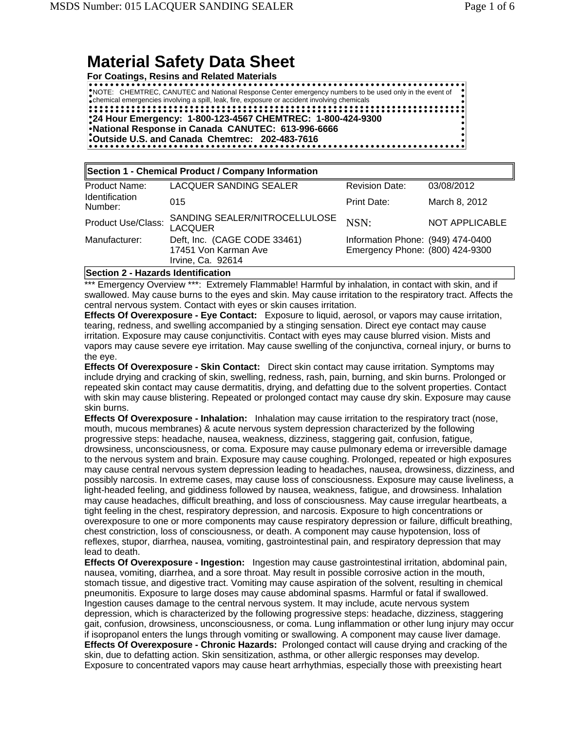# Material Safety Data Sheet

**For Coatings, Resins and Related Materials**

NOTE: CHEMTREC, CANUTEC and National Response Center emergency numbers to be used only in the event of chemical emergencies involving a spill, leak, fire, exposure or accident involving chemicals

**24 Hour Emergency: 1-800-123-4567 CHEMTREC: 1-800-424-9300**
**National Response in Canada CANUTEC: 613-996-6666**
**Outside U.S. and Canada Chemtrec: 202-483-7616**

## Section 1 - Chemical Product / Company Information

| | | | |
|---|---|---|---|
| Product Name: | LACQUER SANDING SEALER | Revision Date: | 03/08/2012 |
| Identification Number: | 015 | Print Date: | March 8, 2012 |
| Product Use/Class: | SANDING SEALER/NITROCELLULOSE LACQUER | NSN: | NOT APPLICABLE |
| Manufacturer: | Deft, Inc. (CAGE CODE 33461) 17451 Von Karman Ave Irvine, Ca. 92614 | Information Phone: (949) 474-0400 Emergency Phone: (800) 424-9300 | |

## Section 2 - Hazards Identification

*** Emergency Overview ***: Extremely Flammable! Harmful by inhalation, in contact with skin, and if swallowed. May cause burns to the eyes and skin. May cause irritation to the respiratory tract. Affects the central nervous system. Contact with eyes or skin causes irritation.

**Effects Of Overexposure - Eye Contact:** Exposure to liquid, aerosol, or vapors may cause irritation, tearing, redness, and swelling accompanied by a stinging sensation. Direct eye contact may cause irritation. Exposure may cause conjunctivitis. Contact with eyes may cause blurred vision. Mists and vapors may cause severe eye irritation. May cause swelling of the conjunctiva, corneal injury, or burns to the eye.

**Effects Of Overexposure - Skin Contact:** Direct skin contact may cause irritation. Symptoms may include drying and cracking of skin, swelling, redness, rash, pain, burning, and skin burns. Prolonged or repeated skin contact may cause dermatitis, drying, and defatting due to the solvent properties. Contact with skin may cause blistering. Repeated or prolonged contact may cause dry skin. Exposure may cause skin burns.

**Effects Of Overexposure - Inhalation:** Inhalation may cause irritation to the respiratory tract (nose, mouth, mucous membranes) & acute nervous system depression characterized by the following progressive steps: headache, nausea, weakness, dizziness, staggering gait, confusion, fatigue, drowsiness, unconsciousness, or coma. Exposure may cause pulmonary edema or irreversible damage to the nervous system and brain. Exposure may cause coughing. Prolonged, repeated or high exposures may cause central nervous system depression leading to headaches, nausea, drowsiness, dizziness, and possibly narcosis. In extreme cases, may cause loss of consciousness. Exposure may cause liveliness, a light-headed feeling, and giddiness followed by nausea, weakness, fatigue, and drowsiness. Inhalation may cause headaches, difficult breathing, and loss of consciousness. May cause irregular heartbeats, a tight feeling in the chest, respiratory depression, and narcosis. Exposure to high concentrations or overexposure to one or more components may cause respiratory depression or failure, difficult breathing, chest constriction, loss of consciousness, or death. A component may cause hypotension, loss of reflexes, stupor, diarrhea, nausea, vomiting, gastrointestinal pain, and respiratory depression that may lead to death.

**Effects Of Overexposure - Ingestion:** Ingestion may cause gastrointestinal irritation, abdominal pain, nausea, vomiting, diarrhea, and a sore throat. May result in possible corrosive action in the mouth, stomach tissue, and digestive tract. Vomiting may cause aspiration of the solvent, resulting in chemical pneumonitis. Exposure to large doses may cause abdominal spasms. Harmful or fatal if swallowed. Ingestion causes damage to the central nervous system. It may include, acute nervous system depression, which is characterized by the following progressive steps: headache, dizziness, staggering gait, confusion, drowsiness, unconsciousness, or coma. Lung inflammation or other lung injury may occur if isopropanol enters the lungs through vomiting or swallowing. A component may cause liver damage.

**Effects Of Overexposure - Chronic Hazards:** Prolonged contact will cause drying and cracking of the skin, due to defatting action. Skin sensitization, asthma, or other allergic responses may develop. Exposure to concentrated vapors may cause heart arrhythmias, especially those with preexisting heart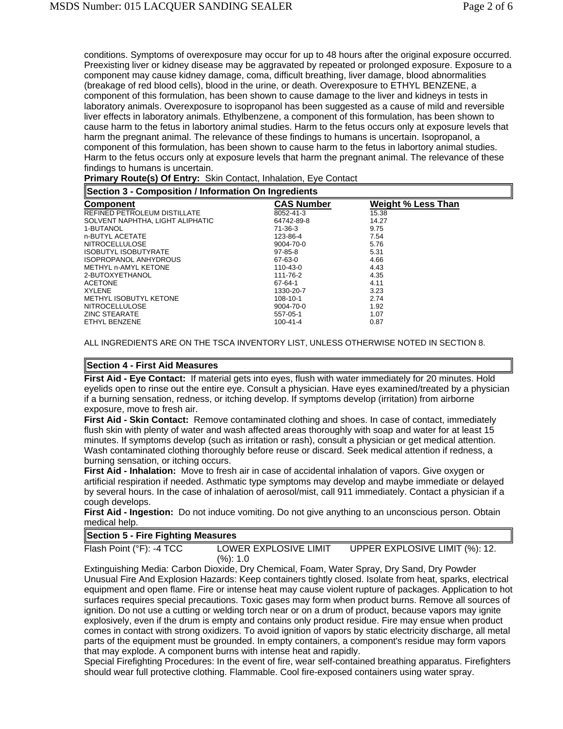conditions. Symptoms of overexposure may occur for up to 48 hours after the original exposure occurred. Preexisting liver or kidney disease may be aggravated by repeated or prolonged exposure. Exposure to a component may cause kidney damage, coma, difficult breathing, liver damage, blood abnormalities (breakage of red blood cells), blood in the urine, or death. Overexposure to ETHYL BENZENE, a component of this formulation, has been shown to cause damage to the liver and kidneys in tests in laboratory animals. Overexposure to isopropanol has been suggested as a cause of mild and reversible liver effects in laboratory animals. Ethylbenzene, a component of this formulation, has been shown to cause harm to the fetus in labortory animal studies. Harm to the fetus occurs only at exposure levels that harm the pregnant animal. The relevance of these findings to humans is uncertain. Isopropanol, a component of this formulation, has been shown to cause harm to the fetus in labortory animal studies. Harm to the fetus occurs only at exposure levels that harm the pregnant animal. The relevance of these findings to humans is uncertain.

**Primary Route(s) Of Entry:** Skin Contact, Inhalation, Eye Contact

## Section 3 - Composition / Information On Ingredients

| Component | CAS Number | Weight % Less Than |
|---|---|---|
| REFINED PETROLEUM DISTILLATE | 8052-41-3 | 15.38 |
| SOLVENT NAPHTHA, LIGHT ALIPHATIC | 64742-89-8 | 14.27 |
| 1-BUTANOL | 71-36-3 | 9.75 |
| n-BUTYL ACETATE | 123-86-4 | 7.54 |
| NITROCELLULOSE | 9004-70-0 | 5.76 |
| ISOBUTYL ISOBUTYRATE | 97-85-8 | 5.31 |
| ISOPROPANOL ANHYDROUS | 67-63-0 | 4.66 |
| METHYL n-AMYL KETONE | 110-43-0 | 4.43 |
| 2-BUTOXYETHANOL | 111-76-2 | 4.35 |
| ACETONE | 67-64-1 | 4.11 |
| XYLENE | 1330-20-7 | 3.23 |
| METHYL ISOBUTYL KETONE | 108-10-1 | 2.74 |
| NITROCELLULOSE | 9004-70-0 | 1.92 |
| ZINC STEARATE | 557-05-1 | 1.07 |
| ETHYL BENZENE | 100-41-4 | 0.87 |

ALL INGREDIENTS ARE ON THE TSCA INVENTORY LIST, UNLESS OTHERWISE NOTED IN SECTION 8.

## Section 4 - First Aid Measures

**First Aid - Eye Contact:** If material gets into eyes, flush with water immediately for 20 minutes. Hold eyelids open to rinse out the entire eye. Consult a physician. Have eyes examined/treated by a physician if a burning sensation, redness, or itching develop. If symptoms develop (irritation) from airborne exposure, move to fresh air.

**First Aid - Skin Contact:** Remove contaminated clothing and shoes. In case of contact, immediately flush skin with plenty of water and wash affected areas thoroughly with soap and water for at least 15 minutes. If symptoms develop (such as irritation or rash), consult a physician or get medical attention. Wash contaminated clothing thoroughly before reuse or discard. Seek medical attention if redness, a burning sensation, or itching occurs.

**First Aid - Inhalation:** Move to fresh air in case of accidental inhalation of vapors. Give oxygen or artificial respiration if needed. Asthmatic type symptoms may develop and maybe immediate or delayed by several hours. In the case of inhalation of aerosol/mist, call 911 immediately. Contact a physician if a cough develops.

**First Aid - Ingestion:** Do not induce vomiting. Do not give anything to an unconscious person. Obtain medical help.

## Section 5 - Fire Fighting Measures

| Flash Point (°F): -4 TCC | LOWER EXPLOSIVE LIMIT (%): 1.0 | UPPER EXPLOSIVE LIMIT (%): 12. |
|---|---|---|

Extinguishing Media: Carbon Dioxide, Dry Chemical, Foam, Water Spray, Dry Sand, Dry Powder

Unusual Fire And Explosion Hazards: Keep containers tightly closed. Isolate from heat, sparks, electrical equipment and open flame. Fire or intense heat may cause violent rupture of packages. Application to hot surfaces requires special precautions. Toxic gases may form when product burns. Remove all sources of ignition. Do not use a cutting or welding torch near or on a drum of product, because vapors may ignite explosively, even if the drum is empty and contains only product residue. Fire may ensue when product comes in contact with strong oxidizers. To avoid ignition of vapors by static electricity discharge, all metal parts of the equipment must be grounded. In empty containers, a component's residue may form vapors that may explode. A component burns with intense heat and rapidly.

Special Firefighting Procedures: In the event of fire, wear self-contained breathing apparatus. Firefighters should wear full protective clothing. Flammable. Cool fire-exposed containers using water spray.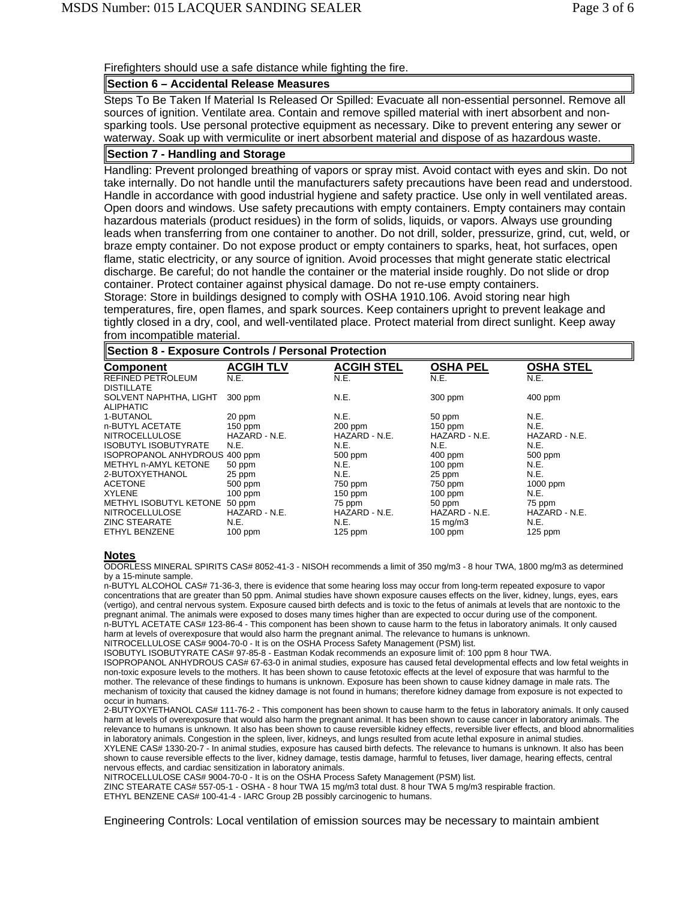Firefighters should use a safe distance while fighting the fire.

## Section 6 – Accidental Release Measures

Steps To Be Taken If Material Is Released Or Spilled: Evacuate all non-essential personnel. Remove all sources of ignition. Ventilate area. Contain and remove spilled material with inert absorbent and non-sparking tools. Use personal protective equipment as necessary. Dike to prevent entering any sewer or waterway. Soak up with vermiculite or inert absorbent material and dispose of as hazardous waste.

## Section 7 - Handling and Storage

Handling: Prevent prolonged breathing of vapors or spray mist. Avoid contact with eyes and skin. Do not take internally. Do not handle until the manufacturers safety precautions have been read and understood. Handle in accordance with good industrial hygiene and safety practice. Use only in well ventilated areas. Open doors and windows. Use safety precautions with empty containers. Empty containers may contain hazardous materials (product residues) in the form of solids, liquids, or vapors. Always use grounding leads when transferring from one container to another. Do not drill, solder, pressurize, grind, cut, weld, or braze empty container. Do not expose product or empty containers to sparks, heat, hot surfaces, open flame, static electricity, or any source of ignition. Avoid processes that might generate static electrical discharge. Be careful; do not handle the container or the material inside roughly. Do not slide or drop container. Protect container against physical damage. Do not re-use empty containers.
Storage: Store in buildings designed to comply with OSHA 1910.106. Avoid storing near high temperatures, fire, open flames, and spark sources. Keep containers upright to prevent leakage and tightly closed in a dry, cool, and well-ventilated place. Protect material from direct sunlight. Keep away from incompatible material.

## Section 8 - Exposure Controls / Personal Protection

| Component | ACGIH TLV | ACGIH STEL | OSHA PEL | OSHA STEL |
|---|---|---|---|---|
| REFINED PETROLEUM DISTILLATE | N.E. | N.E. | N.E. | N.E. |
| SOLVENT NAPHTHA, LIGHT ALIPHATIC | 300 ppm | N.E. | 300 ppm | 400 ppm |
| 1-BUTANOL | 20 ppm | N.E. | 50 ppm | N.E. |
| n-BUTYL ACETATE | 150 ppm | 200 ppm | 150 ppm | N.E. |
| NITROCELLULOSE | HAZARD - N.E. | HAZARD - N.E. | HAZARD - N.E. | HAZARD - N.E. |
| ISOBUTYL ISOBUTYRATE | N.E. | N.E. | N.E. | N.E. |
| ISOPROPANOL ANHYDROUS | 400 ppm | 500 ppm | 400 ppm | 500 ppm |
| METHYL n-AMYL KETONE | 50 ppm | N.E. | 100 ppm | N.E. |
| 2-BUTOXYETHANOL | 25 ppm | N.E. | 25 ppm | N.E. |
| ACETONE | 500 ppm | 750 ppm | 750 ppm | 1000 ppm |
| XYLENE | 100 ppm | 150 ppm | 100 ppm | N.E. |
| METHYL ISOBUTYL KETONE | 50 ppm | 75 ppm | 50 ppm | 75 ppm |
| NITROCELLULOSE | HAZARD - N.E. | HAZARD - N.E. | HAZARD - N.E. | HAZARD - N.E. |
| ZINC STEARATE | N.E. | N.E. | 15 mg/m3 | N.E. |
| ETHYL BENZENE | 100 ppm | 125 ppm | 100 ppm | 125 ppm |

### Notes

ODORLESS MINERAL SPIRITS CAS# 8052-41-3 - NISOH recommends a limit of 350 mg/m3 - 8 hour TWA, 1800 mg/m3 as determined by a 15-minute sample.
n-BUTYL ALCOHOL CAS# 71-36-3, there is evidence that some hearing loss may occur from long-term repeated exposure to vapor concentrations that are greater than 50 ppm. Animal studies have shown exposure causes effects on the liver, kidney, lungs, eyes, ears (vertigo), and central nervous system. Exposure caused birth defects and is toxic to the fetus of animals at levels that are nontoxic to the pregnant animal. The animals were exposed to doses many times higher than are expected to occur during use of the component.
n-BUTYL ACETATE CAS# 123-86-4 - This component has been shown to cause harm to the fetus in laboratory animals. It only caused harm at levels of overexposure that would also harm the pregnant animal. The relevance to humans is unknown.
NITROCELLULOSE CAS# 9004-70-0 - It is on the OSHA Process Safety Management (PSM) list.
ISOBUTYL ISOBUTYRATE CAS# 97-85-8 - Eastman Kodak recommends an exposure limit of: 100 ppm 8 hour TWA.
ISOPROPANOL ANHYDROUS CAS# 67-63-0 in animal studies, exposure has caused fetal developmental effects and low fetal weights in non-toxic exposure levels to the mothers. It has been shown to cause fetotoxic effects at the level of exposure that was harmful to the mother. The relevance of these findings to humans is unknown. Exposure has been shown to cause kidney damage in male rats. The mechanism of toxicity that caused the kidney damage is not found in humans; therefore kidney damage from exposure is not expected to occur in humans.
2-BUTYOXYETHANOL CAS# 111-76-2 - This component has been shown to cause harm to the fetus in laboratory animals. It only caused harm at levels of overexposure that would also harm the pregnant animal. It has been shown to cause cancer in laboratory animals. The relevance to humans is unknown. It also has been shown to cause reversible kidney effects, reversible liver effects, and blood abnormalities in laboratory animals. Congestion in the spleen, liver, kidneys, and lungs resulted from acute lethal exposure in animal studies.
XYLENE CAS# 1330-20-7 - In animal studies, exposure has caused birth defects. The relevance to humans is unknown. It also has been shown to cause reversible effects to the liver, kidney damage, testis damage, harmful to fetuses, liver damage, hearing effects, central nervous effects, and cardiac sensitization in laboratory animals.
NITROCELLULOSE CAS# 9004-70-0 - It is on the OSHA Process Safety Management (PSM) list.
ZINC STEARATE CAS# 557-05-1 - OSHA - 8 hour TWA 15 mg/m3 total dust. 8 hour TWA 5 mg/m3 respirable fraction.
ETHYL BENZENE CAS# 100-41-4 - IARC Group 2B possibly carcinogenic to humans.

Engineering Controls: Local ventilation of emission sources may be necessary to maintain ambient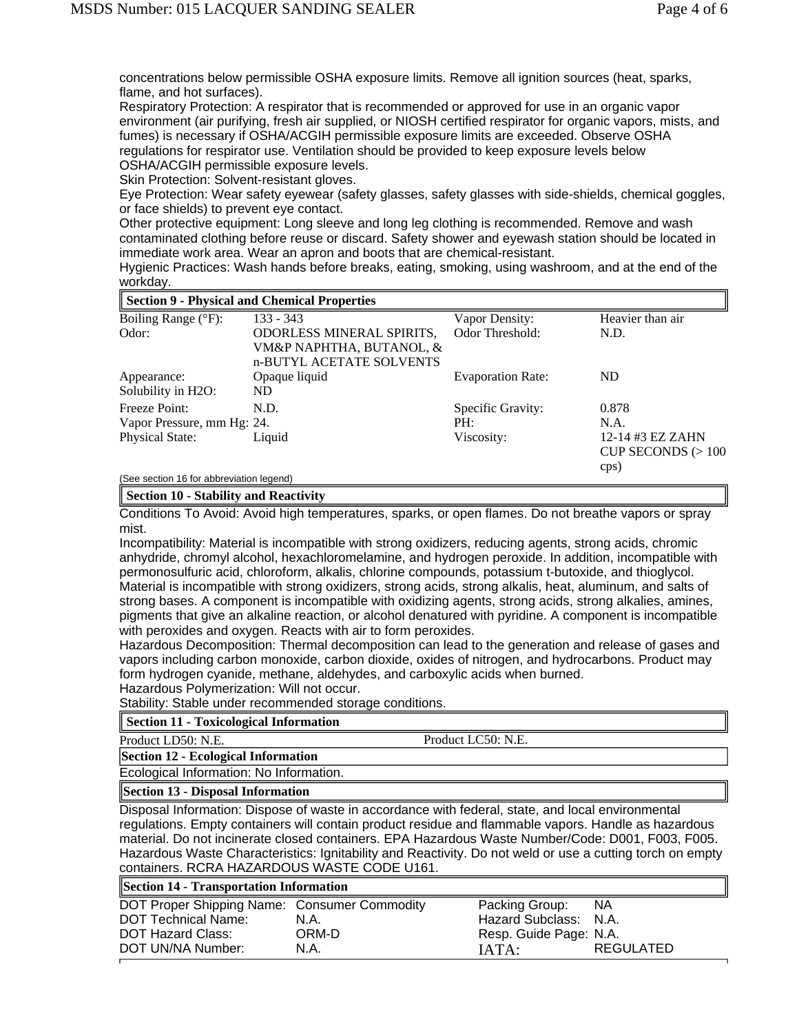concentrations below permissible OSHA exposure limits. Remove all ignition sources (heat, sparks, flame, and hot surfaces).

Respiratory Protection: A respirator that is recommended or approved for use in an organic vapor environment (air purifying, fresh air supplied, or NIOSH certified respirator for organic vapors, mists, and fumes) is necessary if OSHA/ACGIH permissible exposure limits are exceeded. Observe OSHA regulations for respirator use. Ventilation should be provided to keep exposure levels below OSHA/ACGIH permissible exposure levels.

Skin Protection: Solvent-resistant gloves.

Eye Protection: Wear safety eyewear (safety glasses, safety glasses with side-shields, chemical goggles, or face shields) to prevent eye contact.

Other protective equipment: Long sleeve and long leg clothing is recommended. Remove and wash contaminated clothing before reuse or discard. Safety shower and eyewash station should be located in immediate work area. Wear an apron and boots that are chemical-resistant.

Hygienic Practices: Wash hands before breaks, eating, smoking, using washroom, and at the end of the workday.

## Section 9 - Physical and Chemical Properties

| | | | |
|---|---|---|---|
| Boiling Range (°F): | 133 - 343 | Vapor Density: | Heavier than air |
| Odor: | ODORLESS MINERAL SPIRITS, VM&P NAPHTHA, BUTANOL, & n-BUTYL ACETATE SOLVENTS | Odor Threshold: | N.D. |
| Appearance: | Opaque liquid | Evaporation Rate: | ND |
| Solubility in H2O: | ND | | |
| Freeze Point: | N.D. | Specific Gravity: | 0.878 |
| Vapor Pressure, mm Hg: | 24. | PH: | N.A. |
| Physical State: | Liquid | Viscosity: | 12-14 #3 EZ ZAHN CUP SECONDS (> 100 cps) |

(See section 16 for abbreviation legend)

## Section 10 - Stability and Reactivity

Conditions To Avoid: Avoid high temperatures, sparks, or open flames. Do not breathe vapors or spray mist.

Incompatibility: Material is incompatible with strong oxidizers, reducing agents, strong acids, chromic anhydride, chromyl alcohol, hexachloromelamine, and hydrogen peroxide. In addition, incompatible with permonosulfuric acid, chloroform, alkalis, chlorine compounds, potassium t-butoxide, and thioglycol. Material is incompatible with strong oxidizers, strong acids, strong alkalis, heat, aluminum, and salts of strong bases. A component is incompatible with oxidizing agents, strong acids, strong alkalies, amines, pigments that give an alkaline reaction, or alcohol denatured with pyridine. A component is incompatible with peroxides and oxygen. Reacts with air to form peroxides.

Hazardous Decomposition: Thermal decomposition can lead to the generation and release of gases and vapors including carbon monoxide, carbon dioxide, oxides of nitrogen, and hydrocarbons. Product may form hydrogen cyanide, methane, aldehydes, and carboxylic acids when burned.

Hazardous Polymerization: Will not occur.

Stability: Stable under recommended storage conditions.

## Section 11 - Toxicological Information

| | |
|---|---|
| Product LD50: N.E. | Product LC50: N.E. |

## Section 12 - Ecological Information

Ecological Information: No Information.

## Section 13 - Disposal Information

Disposal Information: Dispose of waste in accordance with federal, state, and local environmental regulations. Empty containers will contain product residue and flammable vapors. Handle as hazardous material. Do not incinerate closed containers. EPA Hazardous Waste Number/Code: D001, F003, F005. Hazardous Waste Characteristics: Ignitability and Reactivity. Do not weld or use a cutting torch on empty containers. RCRA HAZARDOUS WASTE CODE U161.

## Section 14 - Transportation Information

| | | | |
|---|---|---|---|
| DOT Proper Shipping Name: | Consumer Commodity | Packing Group: | NA |
| DOT Technical Name: | N.A. | Hazard Subclass: | N.A. |
| DOT Hazard Class: | ORM-D | Resp. Guide Page: | N.A. |
| DOT UN/NA Number: | N.A. | IATA: | REGULATED |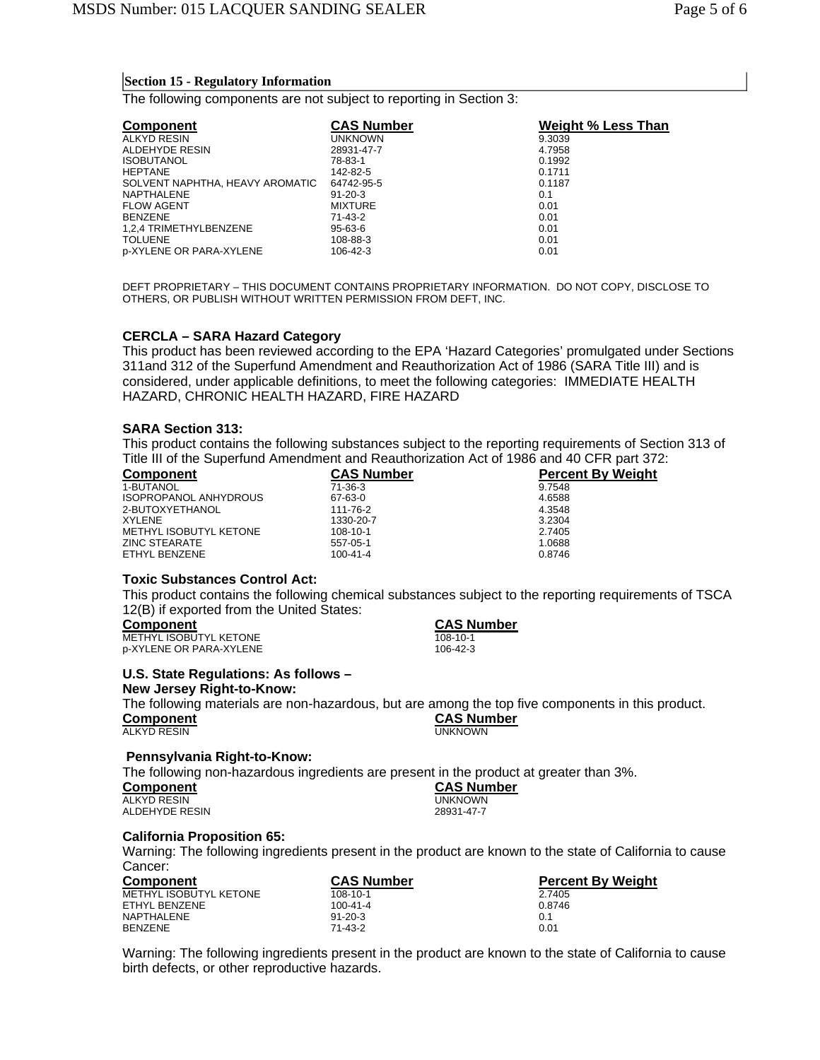## Section 15 - Regulatory Information

The following components are not subject to reporting in Section 3:

| Component | CAS Number | Weight % Less Than |
|---|---|---|
| ALKYD RESIN | UNKNOWN | 9.3039 |
| ALDEHYDE RESIN | 28931-47-7 | 4.7958 |
| ISOBUTANOL | 78-83-1 | 0.1992 |
| HEPTANE | 142-82-5 | 0.1711 |
| SOLVENT NAPHTHA, HEAVY AROMATIC | 64742-95-5 | 0.1187 |
| NAPTHALENE | 91-20-3 | 0.1 |
| FLOW AGENT | MIXTURE | 0.01 |
| BENZENE | 71-43-2 | 0.01 |
| 1,2,4 TRIMETHYLBENZENE | 95-63-6 | 0.01 |
| TOLUENE | 108-88-3 | 0.01 |
| p-XYLENE OR PARA-XYLENE | 106-42-3 | 0.01 |

DEFT PROPRIETARY – THIS DOCUMENT CONTAINS PROPRIETARY INFORMATION. DO NOT COPY, DISCLOSE TO OTHERS, OR PUBLISH WITHOUT WRITTEN PERMISSION FROM DEFT, INC.

### CERCLA – SARA Hazard Category

This product has been reviewed according to the EPA 'Hazard Categories' promulgated under Sections 311and 312 of the Superfund Amendment and Reauthorization Act of 1986 (SARA Title III) and is considered, under applicable definitions, to meet the following categories: IMMEDIATE HEALTH HAZARD, CHRONIC HEALTH HAZARD, FIRE HAZARD

### SARA Section 313:

This product contains the following substances subject to the reporting requirements of Section 313 of Title III of the Superfund Amendment and Reauthorization Act of 1986 and 40 CFR part 372:

| Component | CAS Number | Percent By Weight |
|---|---|---|
| 1-BUTANOL | 71-36-3 | 9.7548 |
| ISOPROPANOL ANHYDROUS | 67-63-0 | 4.6588 |
| 2-BUTOXYETHANOL | 111-76-2 | 4.3548 |
| XYLENE | 1330-20-7 | 3.2304 |
| METHYL ISOBUTYL KETONE | 108-10-1 | 2.7405 |
| ZINC STEARATE | 557-05-1 | 1.0688 |
| ETHYL BENZENE | 100-41-4 | 0.8746 |

### Toxic Substances Control Act:

This product contains the following chemical substances subject to the reporting requirements of TSCA 12(B) if exported from the United States:

| Component | CAS Number |
|---|---|
| METHYL ISOBUTYL KETONE | 108-10-1 |
| p-XYLENE OR PARA-XYLENE | 106-42-3 |

### U.S. State Regulations: As follows –

**New Jersey Right-to-Know:**

The following materials are non-hazardous, but are among the top five components in this product.

| Component | CAS Number |
|---|---|
| ALKYD RESIN | UNKNOWN |

**Pennsylvania Right-to-Know:**

The following non-hazardous ingredients are present in the product at greater than 3%.

| Component | CAS Number |
|---|---|
| ALKYD RESIN | UNKNOWN |
| ALDEHYDE RESIN | 28931-47-7 |

### California Proposition 65:

Warning: The following ingredients present in the product are known to the state of California to cause Cancer:

| Component | CAS Number | Percent By Weight |
|---|---|---|
| METHYL ISOBUTYL KETONE | 108-10-1 | 2.7405 |
| ETHYL BENZENE | 100-41-4 | 0.8746 |
| NAPTHALENE | 91-20-3 | 0.1 |
| BENZENE | 71-43-2 | 0.01 |

Warning: The following ingredients present in the product are known to the state of California to cause birth defects, or other reproductive hazards.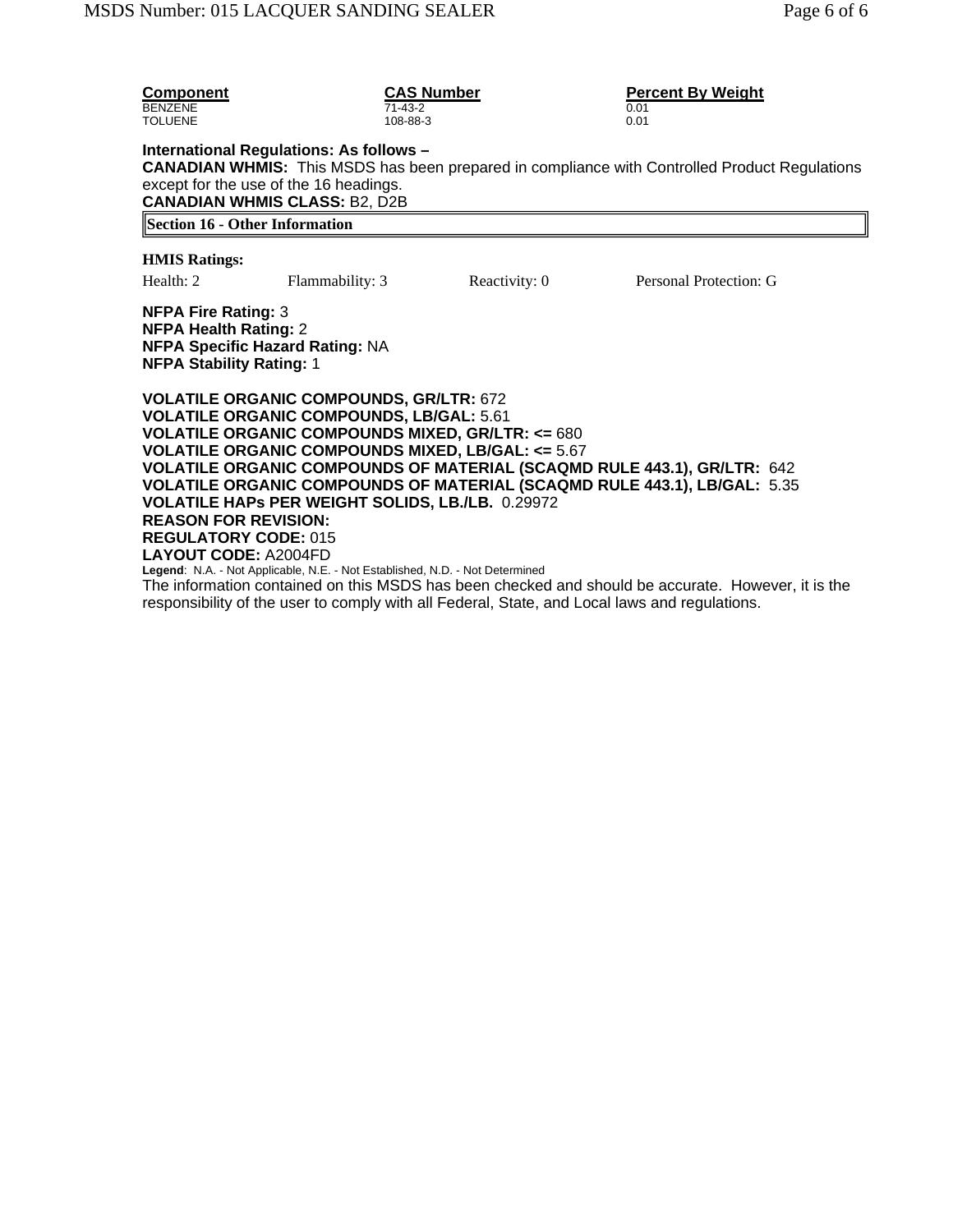| Component | CAS Number | Percent By Weight |
|---|---|---|
| BENZENE | 71-43-2 | 0.01 |
| TOLUENE | 108-88-3 | 0.01 |

**International Regulations: As follows –**

**CANADIAN WHMIS:** This MSDS has been prepared in compliance with Controlled Product Regulations except for the use of the 16 headings.

**CANADIAN WHMIS CLASS:** B2, D2B

## Section 16 - Other Information

**HMIS Ratings:**

| Health: 2 | Flammability: 3 | Reactivity: 0 | Personal Protection: G |
|---|---|---|---|

**NFPA Fire Rating:** 3
**NFPA Health Rating:** 2
**NFPA Specific Hazard Rating:** NA
**NFPA Stability Rating:** 1

**VOLATILE ORGANIC COMPOUNDS, GR/LTR:** 672
**VOLATILE ORGANIC COMPOUNDS, LB/GAL:** 5.61
**VOLATILE ORGANIC COMPOUNDS MIXED, GR/LTR: <=** 680
**VOLATILE ORGANIC COMPOUNDS MIXED, LB/GAL: <=** 5.67
**VOLATILE ORGANIC COMPOUNDS OF MATERIAL (SCAQMD RULE 443.1), GR/LTR:** 642
**VOLATILE ORGANIC COMPOUNDS OF MATERIAL (SCAQMD RULE 443.1), LB/GAL:** 5.35
**VOLATILE HAPs PER WEIGHT SOLIDS, LB./LB.** 0.29972
**REASON FOR REVISION:**
**REGULATORY CODE:** 015
**LAYOUT CODE:** A2004FD

**Legend**: N.A. - Not Applicable, N.E. - Not Established, N.D. - Not Determined

The information contained on this MSDS has been checked and should be accurate. However, it is the responsibility of the user to comply with all Federal, State, and Local laws and regulations.